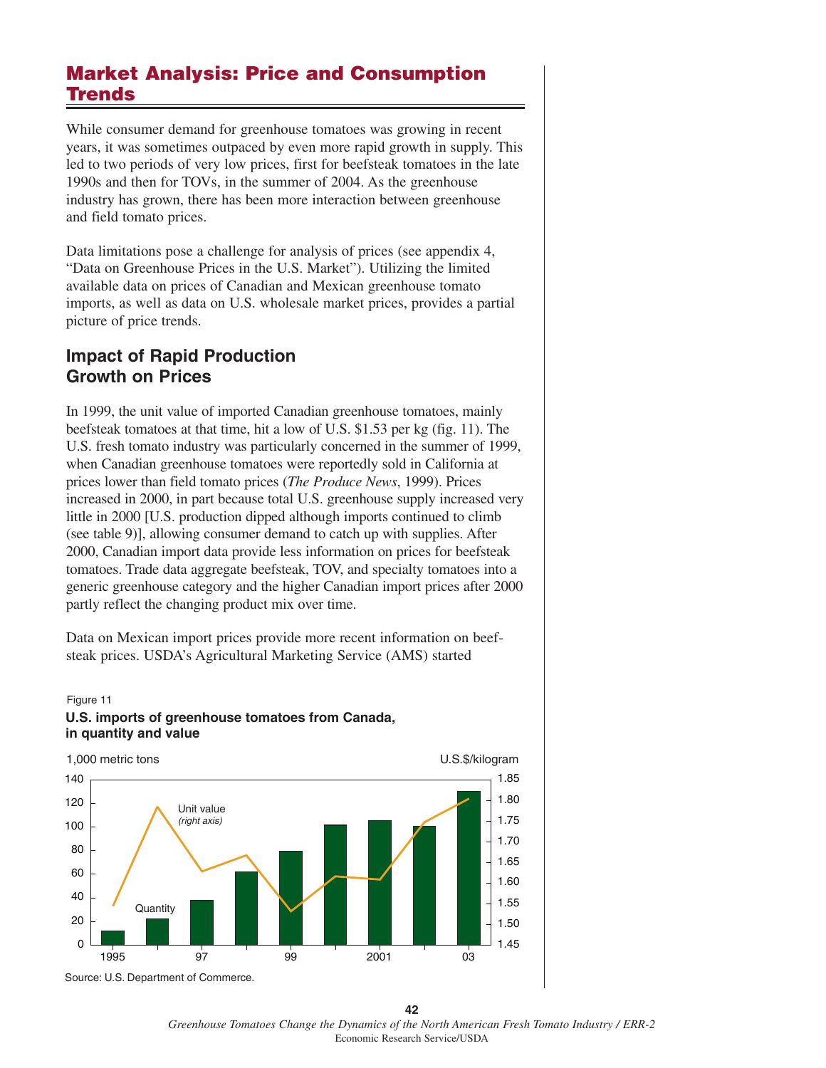## Market Analysis: Price and Consumption Trends

While consumer demand for greenhouse tomatoes was growing in recent years, it was sometimes outpaced by even more rapid growth in supply. This led to two periods of very low prices, first for beefsteak tomatoes in the late 1990s and then for TOVs, in the summer of 2004. As the greenhouse industry has grown, there has been more interaction between greenhouse and field tomato prices.

Data limitations pose a challenge for analysis of prices (see appendix 4, "Data on Greenhouse Prices in the U.S. Market"). Utilizing the limited available data on prices of Canadian and Mexican greenhouse tomato imports, as well as data on U.S. wholesale market prices, provides a partial picture of price trends.

### Impact of Rapid Production Growth on Prices

In 1999, the unit value of imported Canadian greenhouse tomatoes, mainly beefsteak tomatoes at that time, hit a low of U.S. $1.53 per kg (fig. 11). The U.S. fresh tomato industry was particularly concerned in the summer of 1999, when Canadian greenhouse tomatoes were reportedly sold in California at prices lower than field tomato prices (*The Produce News*, 1999). Prices increased in 2000, in part because total U.S. greenhouse supply increased very little in 2000 [U.S. production dipped although imports continued to climb (see table 9)], allowing consumer demand to catch up with supplies. After 2000, Canadian import data provide less information on prices for beefsteak tomatoes. Trade data aggregate beefsteak, TOV, and specialty tomatoes into a generic greenhouse category and the higher Canadian import prices after 2000 partly reflect the changing product mix over time.

Data on Mexican import prices provide more recent information on beefsteak prices. USDA's Agricultural Marketing Service (AMS) started

Figure 11

**U.S. imports of greenhouse tomatoes from Canada, in quantity and value**

Source: U.S. Department of Commerce.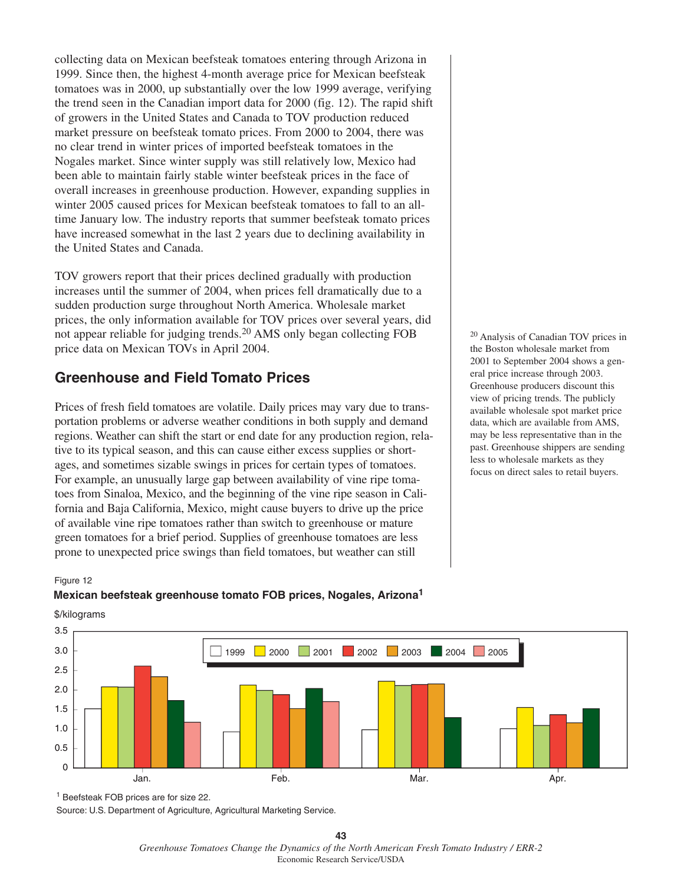collecting data on Mexican beefsteak tomatoes entering through Arizona in 1999. Since then, the highest 4-month average price for Mexican beefsteak tomatoes was in 2000, up substantially over the low 1999 average, verifying the trend seen in the Canadian import data for 2000 (fig. 12). The rapid shift of growers in the United States and Canada to TOV production reduced market pressure on beefsteak tomato prices. From 2000 to 2004, there was no clear trend in winter prices of imported beefsteak tomatoes in the Nogales market. Since winter supply was still relatively low, Mexico had been able to maintain fairly stable winter beefsteak prices in the face of overall increases in greenhouse production. However, expanding supplies in winter 2005 caused prices for Mexican beefsteak tomatoes to fall to an all-time January low. The industry reports that summer beefsteak tomato prices have increased somewhat in the last 2 years due to declining availability in the United States and Canada.

TOV growers report that their prices declined gradually with production increases until the summer of 2004, when prices fell dramatically due to a sudden production surge throughout North America. Wholesale market prices, the only information available for TOV prices over several years, did not appear reliable for judging trends.[20] AMS only began collecting FOB price data on Mexican TOVs in April 2004.

[20] Analysis of Canadian TOV prices in the Boston wholesale market from 2001 to September 2004 shows a general price increase through 2003. Greenhouse producers discount this view of pricing trends. The publicly available wholesale spot market price data, which are available from AMS, may be less representative than in the past. Greenhouse shippers are sending less to wholesale markets as they focus on direct sales to retail buyers.

## Greenhouse and Field Tomato Prices

Prices of fresh field tomatoes are volatile. Daily prices may vary due to transportation problems or adverse weather conditions in both supply and demand regions. Weather can shift the start or end date for any production region, relative to its typical season, and this can cause either excess supplies or shortages, and sometimes sizable swings in prices for certain types of tomatoes. For example, an unusually large gap between availability of vine ripe tomatoes from Sinaloa, Mexico, and the beginning of the vine ripe season in California and Baja California, Mexico, might cause buyers to drive up the price of available vine ripe tomatoes rather than switch to greenhouse or mature green tomatoes for a brief period. Supplies of greenhouse tomatoes are less prone to unexpected price swings than field tomatoes, but weather can still

Figure 12

**Mexican beefsteak greenhouse tomato FOB prices, Nogales, Arizona[1]**

$/kilograms

| | 1999 | 2000 | 2001 | 2002 | 2003 | 2004 | 2005 |
|---|---|---|---|---|---|---|---|
| Jan. | 1.5 | 2.1 | 2.1 | 2.6 | 2.3 | 1.7 | 1.2 |
| Feb. | 0.9 | 2.1 | 2.0 | 1.9 | 1.5 | 2.0 | 1.7 |
| Mar. | 1.0 | 2.2 | 2.1 | 2.1 | 2.1 | 1.3 | |
| Apr. | 1.0 | 1.5 | 1.1 | 1.4 | 1.2 | 1.5 | |

[1] Beefsteak FOB prices are for size 22.

Source: U.S. Department of Agriculture, Agricultural Marketing Service.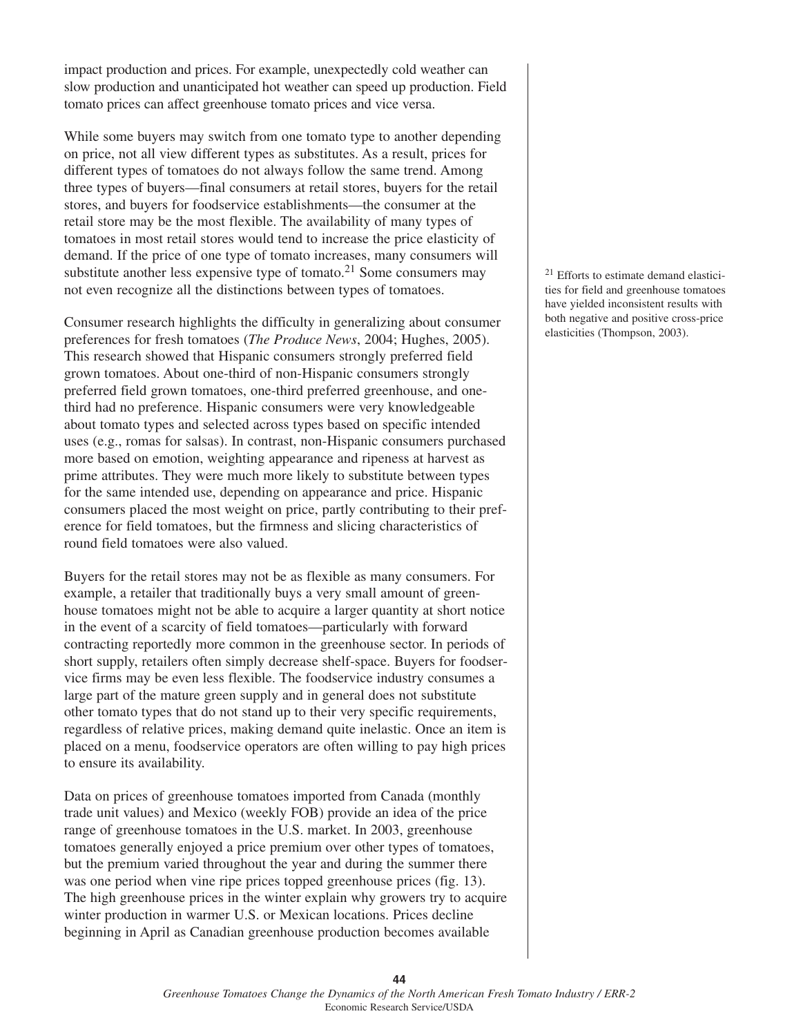impact production and prices. For example, unexpectedly cold weather can slow production and unanticipated hot weather can speed up production. Field tomato prices can affect greenhouse tomato prices and vice versa.

While some buyers may switch from one tomato type to another depending on price, not all view different types as substitutes. As a result, prices for different types of tomatoes do not always follow the same trend. Among three types of buyers—final consumers at retail stores, buyers for the retail stores, and buyers for foodservice establishments—the consumer at the retail store may be the most flexible. The availability of many types of tomatoes in most retail stores would tend to increase the price elasticity of demand. If the price of one type of tomato increases, many consumers will substitute another less expensive type of tomato.[21] Some consumers may not even recognize all the distinctions between types of tomatoes.

[21] Efforts to estimate demand elasticities for field and greenhouse tomatoes have yielded inconsistent results with both negative and positive cross-price elasticities (Thompson, 2003).

Consumer research highlights the difficulty in generalizing about consumer preferences for fresh tomatoes (*The Produce News*, 2004; Hughes, 2005). This research showed that Hispanic consumers strongly preferred field grown tomatoes. About one-third of non-Hispanic consumers strongly preferred field grown tomatoes, one-third preferred greenhouse, and one-third had no preference. Hispanic consumers were very knowledgeable about tomato types and selected across types based on specific intended uses (e.g., romas for salsas). In contrast, non-Hispanic consumers purchased more based on emotion, weighting appearance and ripeness at harvest as prime attributes. They were much more likely to substitute between types for the same intended use, depending on appearance and price. Hispanic consumers placed the most weight on price, partly contributing to their preference for field tomatoes, but the firmness and slicing characteristics of round field tomatoes were also valued.

Buyers for the retail stores may not be as flexible as many consumers. For example, a retailer that traditionally buys a very small amount of greenhouse tomatoes might not be able to acquire a larger quantity at short notice in the event of a scarcity of field tomatoes—particularly with forward contracting reportedly more common in the greenhouse sector. In periods of short supply, retailers often simply decrease shelf-space. Buyers for foodservice firms may be even less flexible. The foodservice industry consumes a large part of the mature green supply and in general does not substitute other tomato types that do not stand up to their very specific requirements, regardless of relative prices, making demand quite inelastic. Once an item is placed on a menu, foodservice operators are often willing to pay high prices to ensure its availability.

Data on prices of greenhouse tomatoes imported from Canada (monthly trade unit values) and Mexico (weekly FOB) provide an idea of the price range of greenhouse tomatoes in the U.S. market. In 2003, greenhouse tomatoes generally enjoyed a price premium over other types of tomatoes, but the premium varied throughout the year and during the summer there was one period when vine ripe prices topped greenhouse prices (fig. 13). The high greenhouse prices in the winter explain why growers try to acquire winter production in warmer U.S. or Mexican locations. Prices decline beginning in April as Canadian greenhouse production becomes available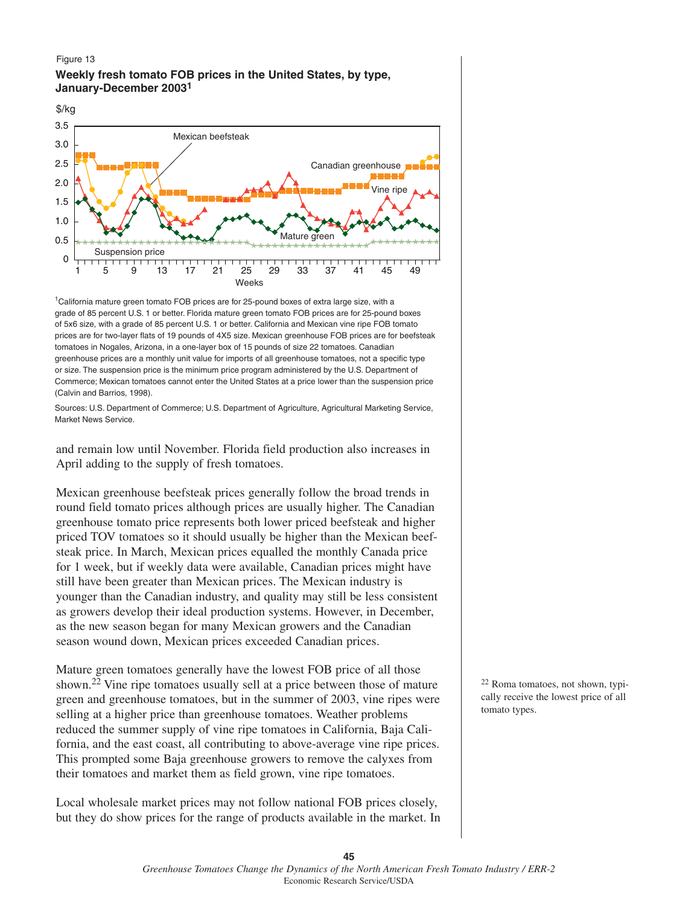Figure 13

**Weekly fresh tomato FOB prices in the United States, by type, January-December 2003[1]**

[1]California mature green tomato FOB prices are for 25-pound boxes of extra large size, with a grade of 85 percent U.S. 1 or better. Florida mature green tomato FOB prices are for 25-pound boxes of 5x6 size, with a grade of 85 percent U.S. 1 or better. California and Mexican vine ripe FOB tomato prices are for two-layer flats of 19 pounds of 4X5 size. Mexican greenhouse FOB prices are for beefsteak tomatoes in Nogales, Arizona, in a one-layer box of 15 pounds of size 22 tomatoes. Canadian greenhouse prices are a monthly unit value for imports of all greenhouse tomatoes, not a specific type or size. The suspension price is the minimum price program administered by the U.S. Department of Commerce; Mexican tomatoes cannot enter the United States at a price lower than the suspension price (Calvin and Barrios, 1998).

Sources: U.S. Department of Commerce; U.S. Department of Agriculture, Agricultural Marketing Service, Market News Service.

and remain low until November. Florida field production also increases in April adding to the supply of fresh tomatoes.

Mexican greenhouse beefsteak prices generally follow the broad trends in round field tomato prices although prices are usually higher. The Canadian greenhouse tomato price represents both lower priced beefsteak and higher priced TOV tomatoes so it should usually be higher than the Mexican beefsteak price. In March, Mexican prices equalled the monthly Canada price for 1 week, but if weekly data were available, Canadian prices might have still have been greater than Mexican prices. The Mexican industry is younger than the Canadian industry, and quality may still be less consistent as growers develop their ideal production systems. However, in December, as the new season began for many Mexican growers and the Canadian season wound down, Mexican prices exceeded Canadian prices.

Mature green tomatoes generally have the lowest FOB price of all those shown.[22] Vine ripe tomatoes usually sell at a price between those of mature green and greenhouse tomatoes, but in the summer of 2003, vine ripes were selling at a higher price than greenhouse tomatoes. Weather problems reduced the summer supply of vine ripe tomatoes in California, Baja California, and the east coast, all contributing to above-average vine ripe prices. This prompted some Baja greenhouse growers to remove the calyxes from their tomatoes and market them as field grown, vine ripe tomatoes.

[22] Roma tomatoes, not shown, typically receive the lowest price of all tomato types.

Local wholesale market prices may not follow national FOB prices closely, but they do show prices for the range of products available in the market. In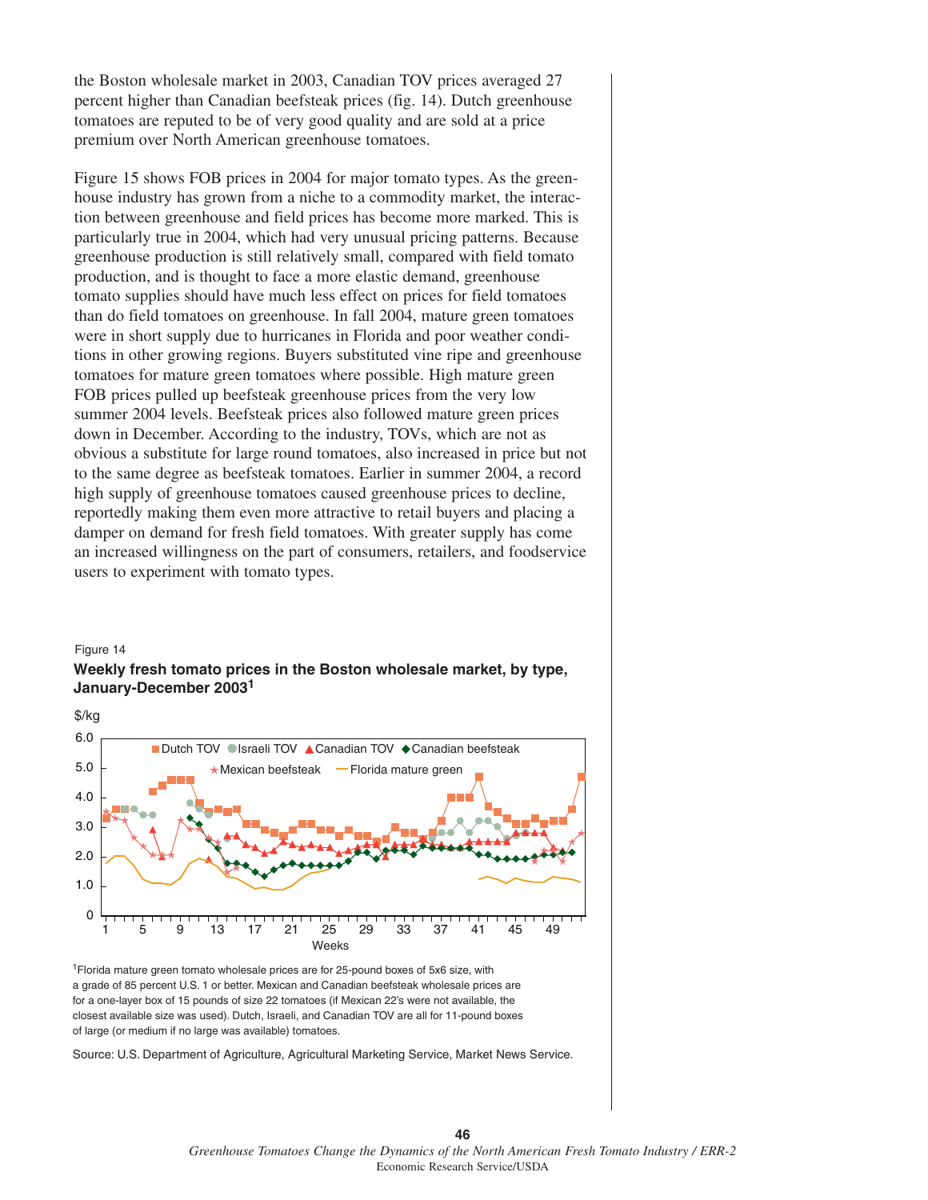the Boston wholesale market in 2003, Canadian TOV prices averaged 27 percent higher than Canadian beefsteak prices (fig. 14). Dutch greenhouse tomatoes are reputed to be of very good quality and are sold at a price premium over North American greenhouse tomatoes.

Figure 15 shows FOB prices in 2004 for major tomato types. As the greenhouse industry has grown from a niche to a commodity market, the interaction between greenhouse and field prices has become more marked. This is particularly true in 2004, which had very unusual pricing patterns. Because greenhouse production is still relatively small, compared with field tomato production, and is thought to face a more elastic demand, greenhouse tomato supplies should have much less effect on prices for field tomatoes than do field tomatoes on greenhouse. In fall 2004, mature green tomatoes were in short supply due to hurricanes in Florida and poor weather conditions in other growing regions. Buyers substituted vine ripe and greenhouse tomatoes for mature green tomatoes where possible. High mature green FOB prices pulled up beefsteak greenhouse prices from the very low summer 2004 levels. Beefsteak prices also followed mature green prices down in December. According to the industry, TOVs, which are not as obvious a substitute for large round tomatoes, also increased in price but not to the same degree as beefsteak tomatoes. Earlier in summer 2004, a record high supply of greenhouse tomatoes caused greenhouse prices to decline, reportedly making them even more attractive to retail buyers and placing a damper on demand for fresh field tomatoes. With greater supply has come an increased willingness on the part of consumers, retailers, and foodservice users to experiment with tomato types.

Figure 14

**Weekly fresh tomato prices in the Boston wholesale market, by type, January-December 2003[1]**

[1]Florida mature green tomato wholesale prices are for 25-pound boxes of 5x6 size, with a grade of 85 percent U.S. 1 or better. Mexican and Canadian beefsteak wholesale prices are for a one-layer box of 15 pounds of size 22 tomatoes (if Mexican 22's were not available, the closest available size was used). Dutch, Israeli, and Canadian TOV are all for 11-pound boxes of large (or medium if no large was available) tomatoes.

Source: U.S. Department of Agriculture, Agricultural Marketing Service, Market News Service.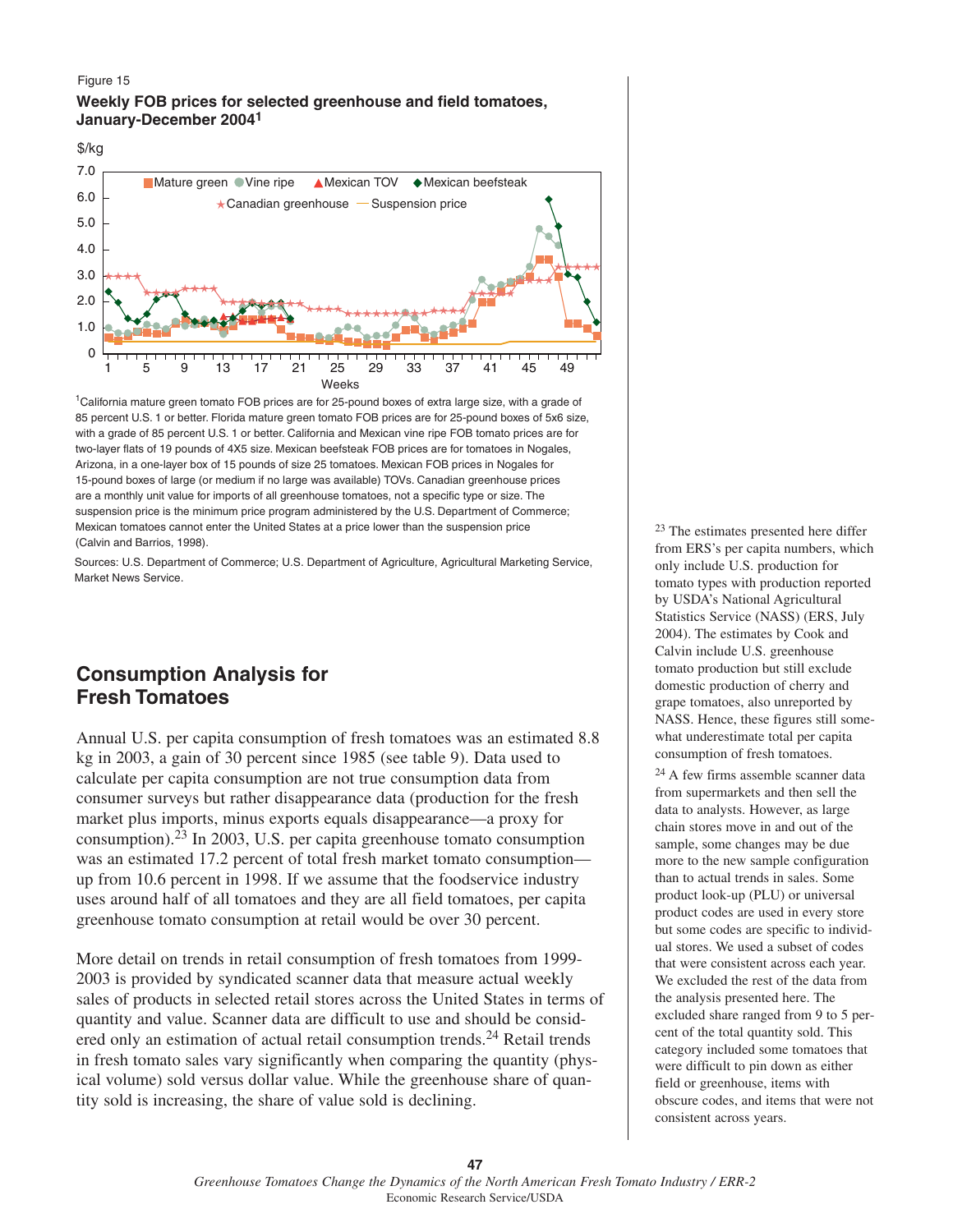Figure 15

**Weekly FOB prices for selected greenhouse and field tomatoes, January-December 2004[1]**

[1]California mature green tomato FOB prices are for 25-pound boxes of extra large size, with a grade of 85 percent U.S. 1 or better. Florida mature green tomato FOB prices are for 25-pound boxes of 5x6 size, with a grade of 85 percent U.S. 1 or better. California and Mexican vine ripe FOB tomato prices are for two-layer flats of 19 pounds of 4X5 size. Mexican beefsteak FOB prices are for tomatoes in Nogales, Arizona, in a one-layer box of 15 pounds of size 25 tomatoes. Mexican FOB prices in Nogales for 15-pound boxes of large (or medium if no large was available) TOVs. Canadian greenhouse prices are a monthly unit value for imports of all greenhouse tomatoes, not a specific type or size. The suspension price is the minimum price program administered by the U.S. Department of Commerce; Mexican tomatoes cannot enter the United States at a price lower than the suspension price (Calvin and Barrios, 1998).

Sources: U.S. Department of Commerce; U.S. Department of Agriculture, Agricultural Marketing Service, Market News Service.

## Consumption Analysis for Fresh Tomatoes

Annual U.S. per capita consumption of fresh tomatoes was an estimated 8.8 kg in 2003, a gain of 30 percent since 1985 (see table 9). Data used to calculate per capita consumption are not true consumption data from consumer surveys but rather disappearance data (production for the fresh market plus imports, minus exports equals disappearance—a proxy for consumption).[23] In 2003, U.S. per capita greenhouse tomato consumption was an estimated 17.2 percent of total fresh market tomato consumption—up from 10.6 percent in 1998. If we assume that the foodservice industry uses around half of all tomatoes and they are all field tomatoes, per capita greenhouse tomato consumption at retail would be over 30 percent.

More detail on trends in retail consumption of fresh tomatoes from 1999-2003 is provided by syndicated scanner data that measure actual weekly sales of products in selected retail stores across the United States in terms of quantity and value. Scanner data are difficult to use and should be considered only an estimation of actual retail consumption trends.[24] Retail trends in fresh tomato sales vary significantly when comparing the quantity (physical volume) sold versus dollar value. While the greenhouse share of quantity sold is increasing, the share of value sold is declining.

[23] The estimates presented here differ from ERS's per capita numbers, which only include U.S. production for tomato types with production reported by USDA's National Agricultural Statistics Service (NASS) (ERS, July 2004). The estimates by Cook and Calvin include U.S. greenhouse tomato production but still exclude domestic production of cherry and grape tomatoes, also unreported by NASS. Hence, these figures still somewhat underestimate total per capita consumption of fresh tomatoes.

[24] A few firms assemble scanner data from supermarkets and then sell the data to analysts. However, as large chain stores move in and out of the sample, some changes may be due more to the new sample configuration than to actual trends in sales. Some product look-up (PLU) or universal product codes are used in every store but some codes are specific to individual stores. We used a subset of codes that were consistent across each year. We excluded the rest of the data from the analysis presented here. The excluded share ranged from 9 to 5 percent of the total quantity sold. This category included some tomatoes that were difficult to pin down as either field or greenhouse, items with obscure codes, and items that were not consistent across years.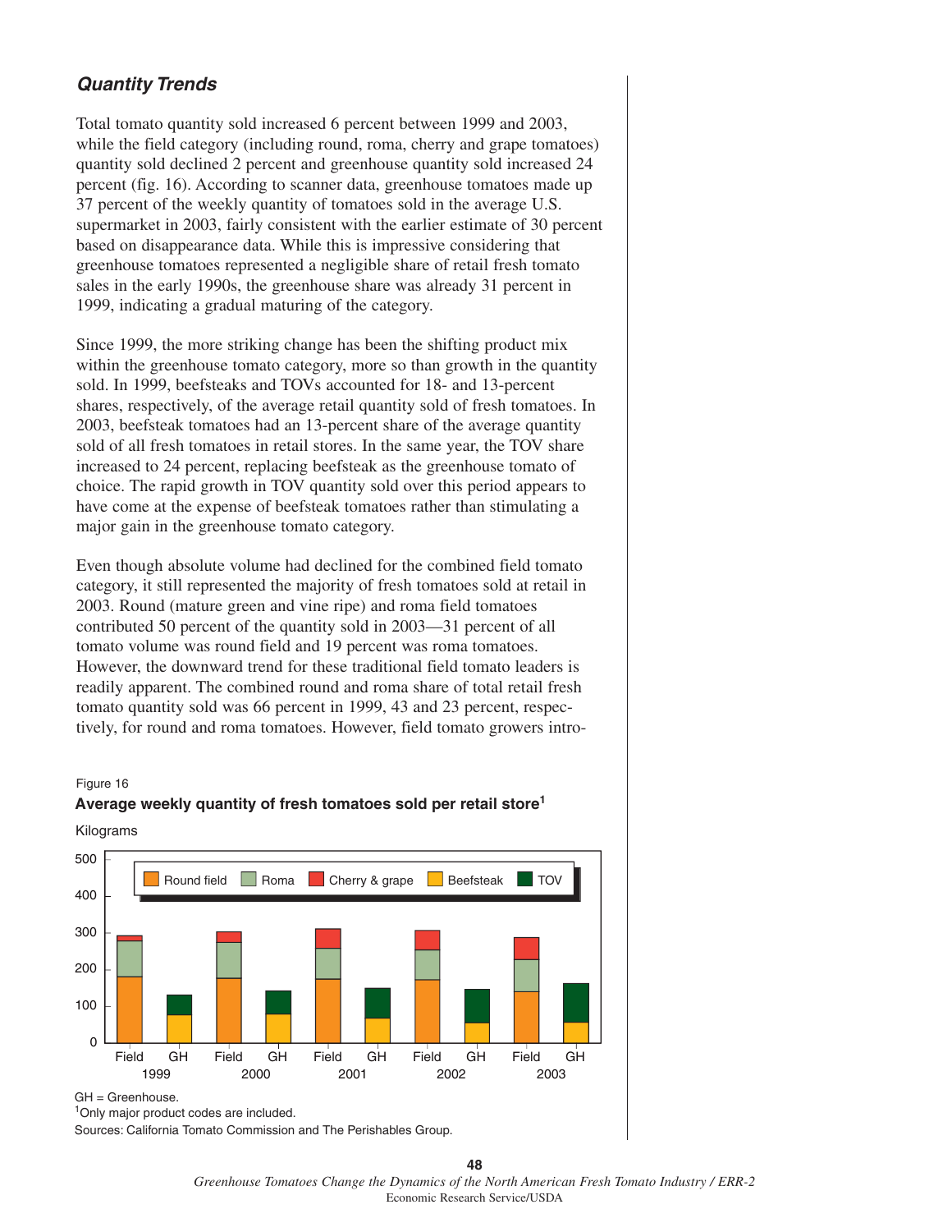## *Quantity Trends*

Total tomato quantity sold increased 6 percent between 1999 and 2003, while the field category (including round, roma, cherry and grape tomatoes) quantity sold declined 2 percent and greenhouse quantity sold increased 24 percent (fig. 16). According to scanner data, greenhouse tomatoes made up 37 percent of the weekly quantity of tomatoes sold in the average U.S. supermarket in 2003, fairly consistent with the earlier estimate of 30 percent based on disappearance data. While this is impressive considering that greenhouse tomatoes represented a negligible share of retail fresh tomato sales in the early 1990s, the greenhouse share was already 31 percent in 1999, indicating a gradual maturing of the category.

Since 1999, the more striking change has been the shifting product mix within the greenhouse tomato category, more so than growth in the quantity sold. In 1999, beefsteaks and TOVs accounted for 18- and 13-percent shares, respectively, of the average retail quantity sold of fresh tomatoes. In 2003, beefsteak tomatoes had an 13-percent share of the average quantity sold of all fresh tomatoes in retail stores. In the same year, the TOV share increased to 24 percent, replacing beefsteak as the greenhouse tomato of choice. The rapid growth in TOV quantity sold over this period appears to have come at the expense of beefsteak tomatoes rather than stimulating a major gain in the greenhouse tomato category.

Even though absolute volume had declined for the combined field tomato category, it still represented the majority of fresh tomatoes sold at retail in 2003. Round (mature green and vine ripe) and roma field tomatoes contributed 50 percent of the quantity sold in 2003—31 percent of all tomato volume was round field and 19 percent was roma tomatoes. However, the downward trend for these traditional field tomato leaders is readily apparent. The combined round and roma share of total retail fresh tomato quantity sold was 66 percent in 1999, 43 and 23 percent, respectively, for round and roma tomatoes. However, field tomato growers intro-

Figure 16

**Average weekly quantity of fresh tomatoes sold per retail store[1]**

GH = Greenhouse.

[1]Only major product codes are included.

Sources: California Tomato Commission and The Perishables Group.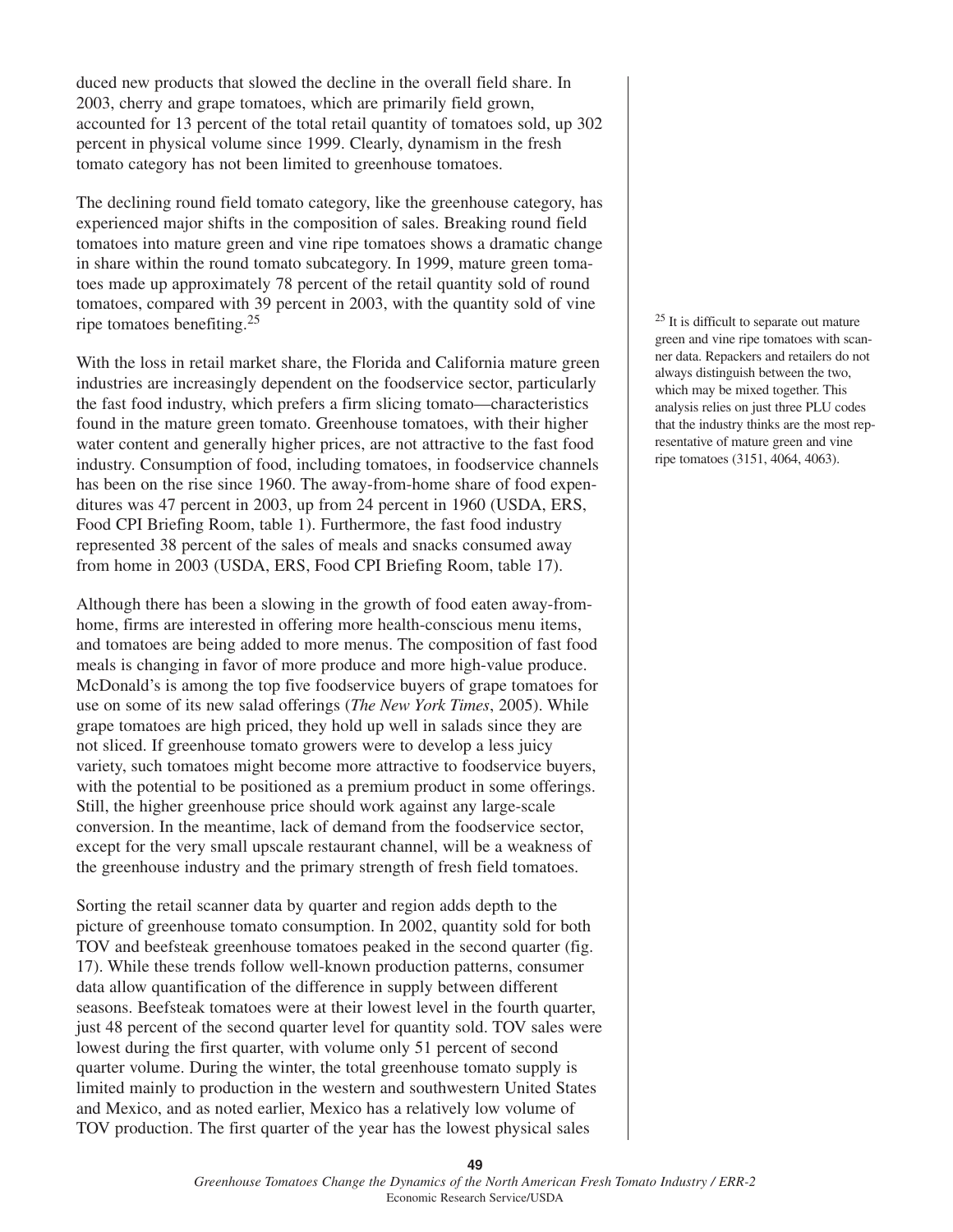duced new products that slowed the decline in the overall field share. In 2003, cherry and grape tomatoes, which are primarily field grown, accounted for 13 percent of the total retail quantity of tomatoes sold, up 302 percent in physical volume since 1999. Clearly, dynamism in the fresh tomato category has not been limited to greenhouse tomatoes.

The declining round field tomato category, like the greenhouse category, has experienced major shifts in the composition of sales. Breaking round field tomatoes into mature green and vine ripe tomatoes shows a dramatic change in share within the round tomato subcategory. In 1999, mature green tomatoes made up approximately 78 percent of the retail quantity sold of round tomatoes, compared with 39 percent in 2003, with the quantity sold of vine ripe tomatoes benefiting.[25]

With the loss in retail market share, the Florida and California mature green industries are increasingly dependent on the foodservice sector, particularly the fast food industry, which prefers a firm slicing tomato—characteristics found in the mature green tomato. Greenhouse tomatoes, with their higher water content and generally higher prices, are not attractive to the fast food industry. Consumption of food, including tomatoes, in foodservice channels has been on the rise since 1960. The away-from-home share of food expenditures was 47 percent in 2003, up from 24 percent in 1960 (USDA, ERS, Food CPI Briefing Room, table 1). Furthermore, the fast food industry represented 38 percent of the sales of meals and snacks consumed away from home in 2003 (USDA, ERS, Food CPI Briefing Room, table 17).

Although there has been a slowing in the growth of food eaten away-from-home, firms are interested in offering more health-conscious menu items, and tomatoes are being added to more menus. The composition of fast food meals is changing in favor of more produce and more high-value produce. McDonald's is among the top five foodservice buyers of grape tomatoes for use on some of its new salad offerings (*The New York Times*, 2005). While grape tomatoes are high priced, they hold up well in salads since they are not sliced. If greenhouse tomato growers were to develop a less juicy variety, such tomatoes might become more attractive to foodservice buyers, with the potential to be positioned as a premium product in some offerings. Still, the higher greenhouse price should work against any large-scale conversion. In the meantime, lack of demand from the foodservice sector, except for the very small upscale restaurant channel, will be a weakness of the greenhouse industry and the primary strength of fresh field tomatoes.

Sorting the retail scanner data by quarter and region adds depth to the picture of greenhouse tomato consumption. In 2002, quantity sold for both TOV and beefsteak greenhouse tomatoes peaked in the second quarter (fig. 17). While these trends follow well-known production patterns, consumer data allow quantification of the difference in supply between different seasons. Beefsteak tomatoes were at their lowest level in the fourth quarter, just 48 percent of the second quarter level for quantity sold. TOV sales were lowest during the first quarter, with volume only 51 percent of second quarter volume. During the winter, the total greenhouse tomato supply is limited mainly to production in the western and southwestern United States and Mexico, and as noted earlier, Mexico has a relatively low volume of TOV production. The first quarter of the year has the lowest physical sales

[25] It is difficult to separate out mature green and vine ripe tomatoes with scanner data. Repackers and retailers do not always distinguish between the two, which may be mixed together. This analysis relies on just three PLU codes that the industry thinks are the most representative of mature green and vine ripe tomatoes (3151, 4064, 4063).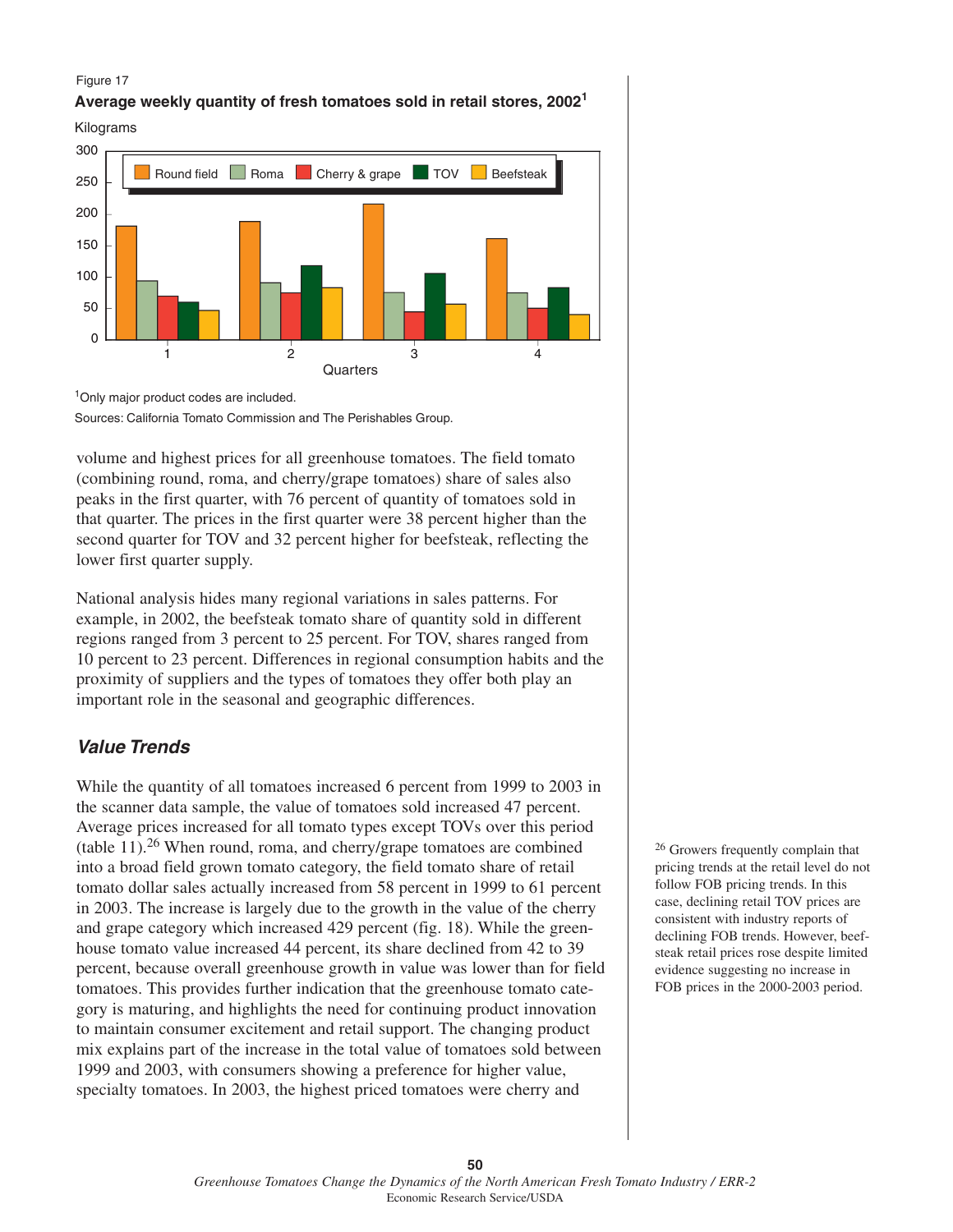Figure 17

**Average weekly quantity of fresh tomatoes sold in retail stores, 2002[1]**

[1]Only major product codes are included.

Sources: California Tomato Commission and The Perishables Group.

volume and highest prices for all greenhouse tomatoes. The field tomato (combining round, roma, and cherry/grape tomatoes) share of sales also peaks in the first quarter, with 76 percent of quantity of tomatoes sold in that quarter. The prices in the first quarter were 38 percent higher than the second quarter for TOV and 32 percent higher for beefsteak, reflecting the lower first quarter supply.

National analysis hides many regional variations in sales patterns. For example, in 2002, the beefsteak tomato share of quantity sold in different regions ranged from 3 percent to 25 percent. For TOV, shares ranged from 10 percent to 23 percent. Differences in regional consumption habits and the proximity of suppliers and the types of tomatoes they offer both play an important role in the seasonal and geographic differences.

## *Value Trends*

While the quantity of all tomatoes increased 6 percent from 1999 to 2003 in the scanner data sample, the value of tomatoes sold increased 47 percent. Average prices increased for all tomato types except TOVs over this period (table 11).[26] When round, roma, and cherry/grape tomatoes are combined into a broad field grown tomato category, the field tomato share of retail tomato dollar sales actually increased from 58 percent in 1999 to 61 percent in 2003. The increase is largely due to the growth in the value of the cherry and grape category which increased 429 percent (fig. 18). While the greenhouse tomato value increased 44 percent, its share declined from 42 to 39 percent, because overall greenhouse growth in value was lower than for field tomatoes. This provides further indication that the greenhouse tomato category is maturing, and highlights the need for continuing product innovation to maintain consumer excitement and retail support. The changing product mix explains part of the increase in the total value of tomatoes sold between 1999 and 2003, with consumers showing a preference for higher value, specialty tomatoes. In 2003, the highest priced tomatoes were cherry and

[26] Growers frequently complain that pricing trends at the retail level do not follow FOB pricing trends. In this case, declining retail TOV prices are consistent with industry reports of declining FOB trends. However, beefsteak retail prices rose despite limited evidence suggesting no increase in FOB prices in the 2000-2003 period.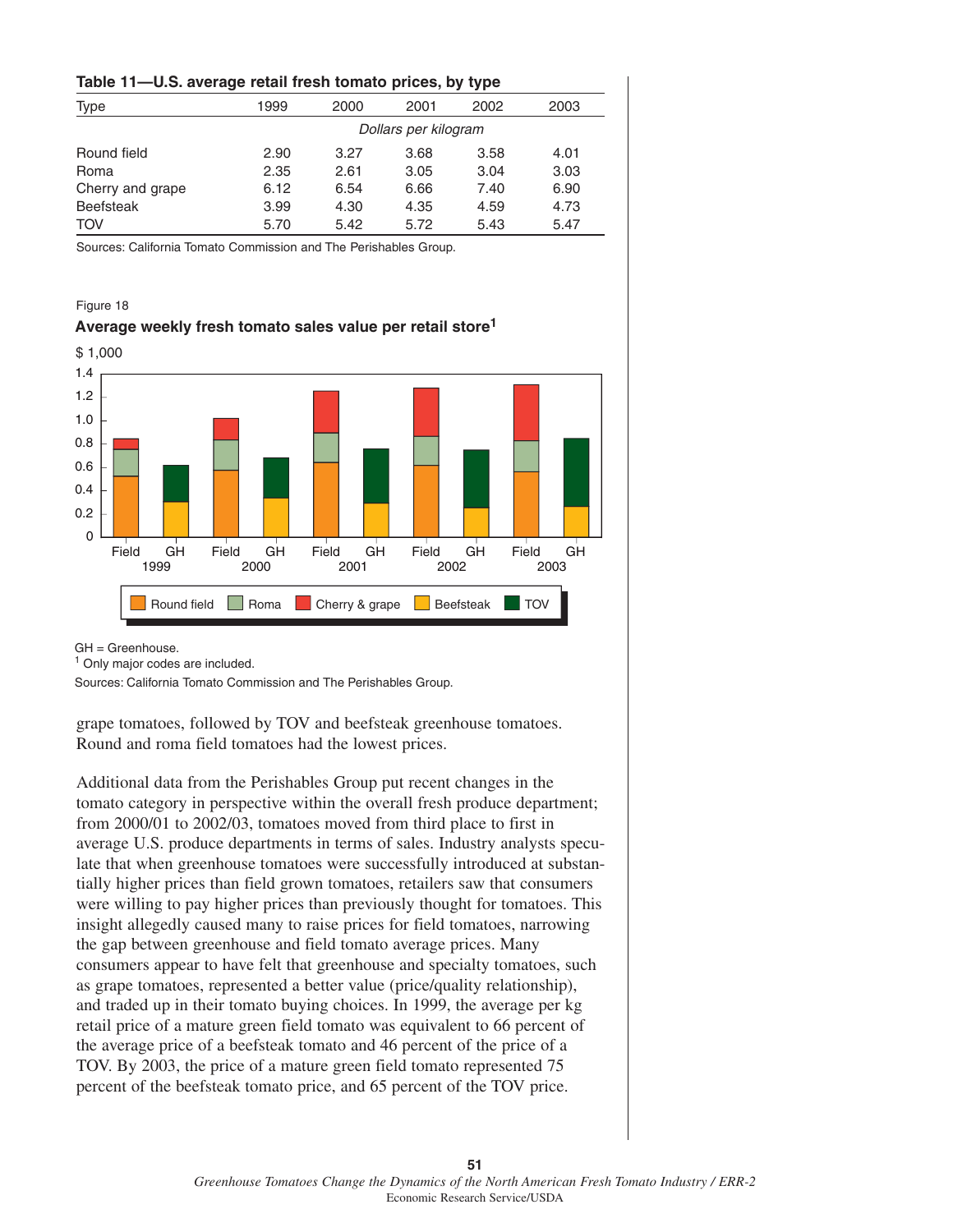**Table 11—U.S. average retail fresh tomato prices, by type**

| Type | 1999 | 2000 | 2001 | 2002 | 2003 |
|---|---|---|---|---|---|
| | *Dollars per kilogram* | | | | |
| Round field | 2.90 | 3.27 | 3.68 | 3.58 | 4.01 |
| Roma | 2.35 | 2.61 | 3.05 | 3.04 | 3.03 |
| Cherry and grape | 6.12 | 6.54 | 6.66 | 7.40 | 6.90 |
| Beefsteak | 3.99 | 4.30 | 4.35 | 4.59 | 4.73 |
| TOV | 5.70 | 5.42 | 5.72 | 5.43 | 5.47 |

Sources: California Tomato Commission and The Perishables Group.

Figure 18

**Average weekly fresh tomato sales value per retail store[1]**

$ 1,000

1.4
1.2
1.0
0.8
0.6
0.4
0.2
0

Field GH Field GH Field GH Field GH Field GH
1999 2000 2001 2002 2003

Round field Roma Cherry & grape Beefsteak TOV

GH = Greenhouse.

[1] Only major codes are included.

Sources: California Tomato Commission and The Perishables Group.

grape tomatoes, followed by TOV and beefsteak greenhouse tomatoes. Round and roma field tomatoes had the lowest prices.

Additional data from the Perishables Group put recent changes in the tomato category in perspective within the overall fresh produce department; from 2000/01 to 2002/03, tomatoes moved from third place to first in average U.S. produce departments in terms of sales. Industry analysts speculate that when greenhouse tomatoes were successfully introduced at substantially higher prices than field grown tomatoes, retailers saw that consumers were willing to pay higher prices than previously thought for tomatoes. This insight allegedly caused many to raise prices for field tomatoes, narrowing the gap between greenhouse and field tomato average prices. Many consumers appear to have felt that greenhouse and specialty tomatoes, such as grape tomatoes, represented a better value (price/quality relationship), and traded up in their tomato buying choices. In 1999, the average per kg retail price of a mature green field tomato was equivalent to 66 percent of the average price of a beefsteak tomato and 46 percent of the price of a TOV. By 2003, the price of a mature green field tomato represented 75 percent of the beefsteak tomato price, and 65 percent of the TOV price.